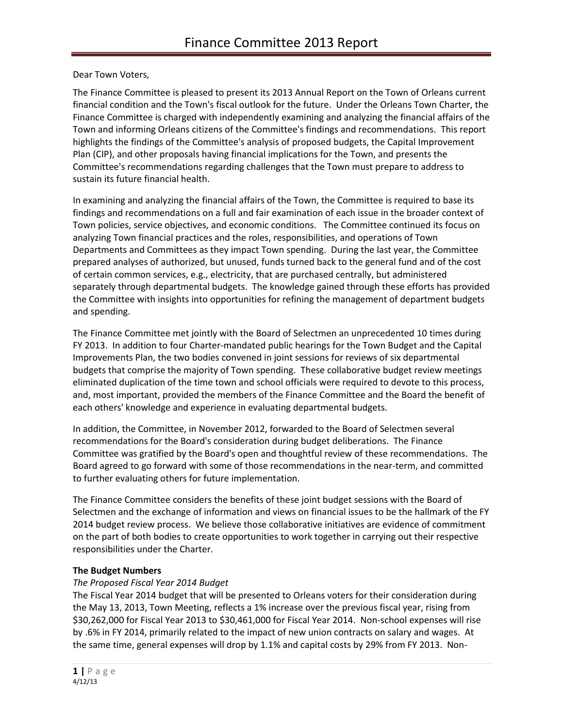# Finance Committee 2013 Report

Dear Town Voters,

The Finance Committee is pleased to present its 2013 Annual Report on the Town of Orleans current financial condition and the Town's fiscal outlook for the future. Under the Orleans Town Charter, the Finance Committee is charged with independently examining and analyzing the financial affairs of the Town and informing Orleans citizens of the Committee's findings and recommendations. This report highlights the findings of the Committee's analysis of proposed budgets, the Capital Improvement Plan (CIP), and other proposals having financial implications for the Town, and presents the Committee's recommendations regarding challenges that the Town must prepare to address to sustain its future financial health.

In examining and analyzing the financial affairs of the Town, the Committee is required to base its findings and recommendations on a full and fair examination of each issue in the broader context of Town policies, service objectives, and economic conditions. The Committee continued its focus on analyzing Town financial practices and the roles, responsibilities, and operations of Town Departments and Committees as they impact Town spending. During the last year, the Committee prepared analyses of authorized, but unused, funds turned back to the general fund and of the cost of certain common services, e.g., electricity, that are purchased centrally, but administered separately through departmental budgets. The knowledge gained through these efforts has provided the Committee with insights into opportunities for refining the management of department budgets and spending.

The Finance Committee met jointly with the Board of Selectmen an unprecedented 10 times during FY 2013. In addition to four Charter-mandated public hearings for the Town Budget and the Capital Improvements Plan, the two bodies convened in joint sessions for reviews of six departmental budgets that comprise the majority of Town spending. These collaborative budget review meetings eliminated duplication of the time town and school officials were required to devote to this process, and, most important, provided the members of the Finance Committee and the Board the benefit of each others' knowledge and experience in evaluating departmental budgets.

In addition, the Committee, in November 2012, forwarded to the Board of Selectmen several recommendations for the Board's consideration during budget deliberations. The Finance Committee was gratified by the Board's open and thoughtful review of these recommendations. The Board agreed to go forward with some of those recommendations in the near-term, and committed to further evaluating others for future implementation.

The Finance Committee considers the benefits of these joint budget sessions with the Board of Selectmen and the exchange of information and views on financial issues to be the hallmark of the FY 2014 budget review process. We believe those collaborative initiatives are evidence of commitment on the part of both bodies to create opportunities to work together in carrying out their respective responsibilities under the Charter.

**The Budget Numbers**

*The Proposed Fiscal Year 2014 Budget*

The Fiscal Year 2014 budget that will be presented to Orleans voters for their consideration during the May 13, 2013, Town Meeting, reflects a 1% increase over the previous fiscal year, rising from $30,262,000 for Fiscal Year 2013 to $30,461,000 for Fiscal Year 2014. Non-school expenses will rise by .6% in FY 2014, primarily related to the impact of new union contracts on salary and wages. At the same time, general expenses will drop by 1.1% and capital costs by 29% from FY 2013. Non-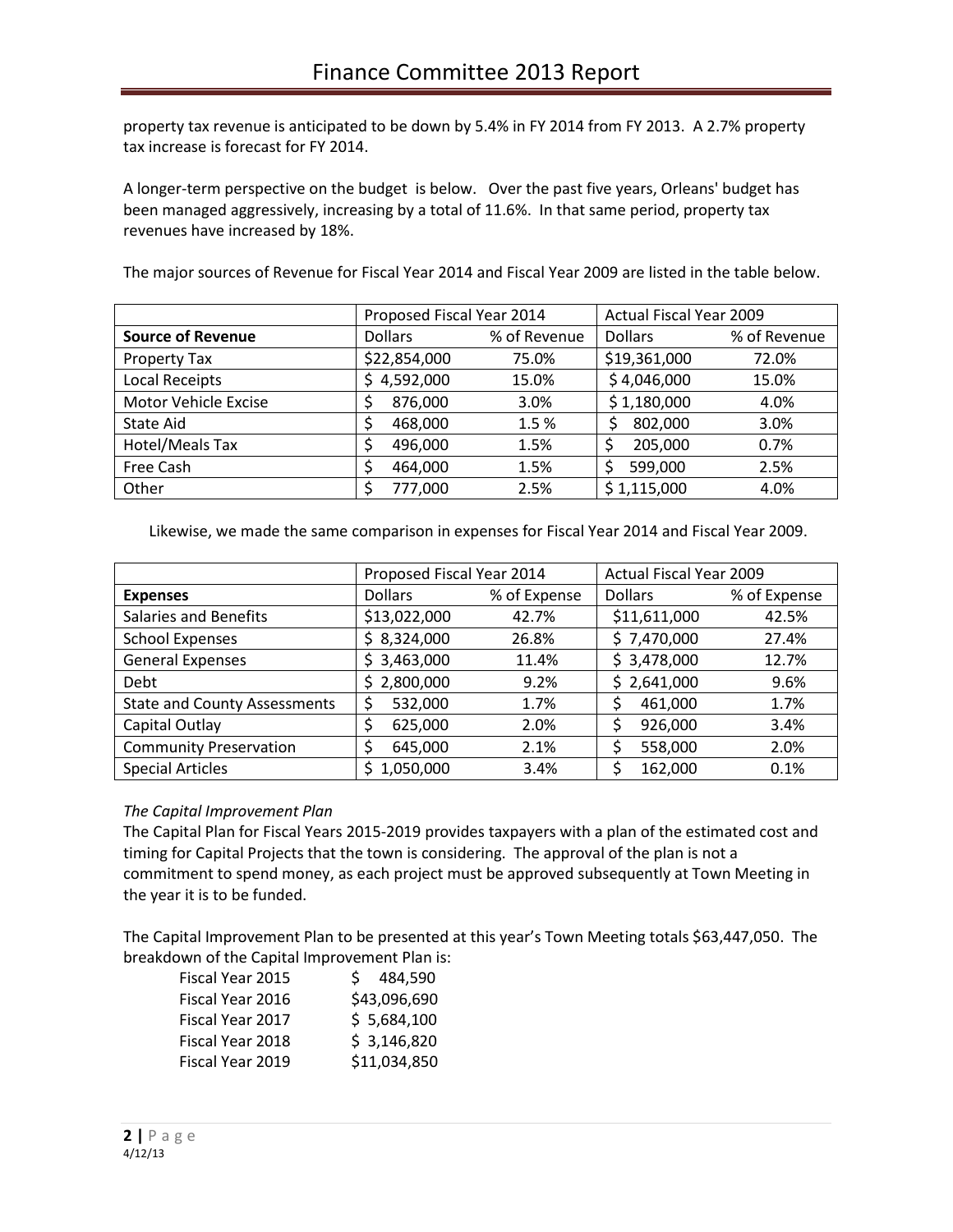property tax revenue is anticipated to be down by 5.4% in FY 2014 from FY 2013. A 2.7% property tax increase is forecast for FY 2014.

A longer-term perspective on the budget is below. Over the past five years, Orleans' budget has been managed aggressively, increasing by a total of 11.6%. In that same period, property tax revenues have increased by 18%.

The major sources of Revenue for Fiscal Year 2014 and Fiscal Year 2009 are listed in the table below.

| | Proposed Fiscal Year 2014 | | Actual Fiscal Year 2009 | |
|---|---|---|---|---|
| **Source of Revenue** | Dollars | % of Revenue | Dollars | % of Revenue |
| Property Tax | $22,854,000 | 75.0% | $19,361,000 | 72.0% |
| Local Receipts | $ 4,592,000 | 15.0% | $ 4,046,000 | 15.0% |
| Motor Vehicle Excise | $ 876,000 | 3.0% | $ 1,180,000 | 4.0% |
| State Aid | $ 468,000 | 1.5 % | $ 802,000 | 3.0% |
| Hotel/Meals Tax | $ 496,000 | 1.5% | $ 205,000 | 0.7% |
| Free Cash | $ 464,000 | 1.5% | $ 599,000 | 2.5% |
| Other | $ 777,000 | 2.5% | $ 1,115,000 | 4.0% |

Likewise, we made the same comparison in expenses for Fiscal Year 2014 and Fiscal Year 2009.

| | Proposed Fiscal Year 2014 | | Actual Fiscal Year 2009 | |
|---|---|---|---|---|
| **Expenses** | Dollars | % of Expense | Dollars | % of Expense |
| Salaries and Benefits | $13,022,000 | 42.7% | $11,611,000 | 42.5% |
| School Expenses | $ 8,324,000 | 26.8% | $ 7,470,000 | 27.4% |
| General Expenses | $ 3,463,000 | 11.4% | $ 3,478,000 | 12.7% |
| Debt | $ 2,800,000 | 9.2% | $ 2,641,000 | 9.6% |
| State and County Assessments | $ 532,000 | 1.7% | $ 461,000 | 1.7% |
| Capital Outlay | $ 625,000 | 2.0% | $ 926,000 | 3.4% |
| Community Preservation | $ 645,000 | 2.1% | $ 558,000 | 2.0% |
| Special Articles | $ 1,050,000 | 3.4% | $ 162,000 | 0.1% |

*The Capital Improvement Plan*

The Capital Plan for Fiscal Years 2015-2019 provides taxpayers with a plan of the estimated cost and timing for Capital Projects that the town is considering. The approval of the plan is not a commitment to spend money, as each project must be approved subsequently at Town Meeting in the year it is to be funded.

The Capital Improvement Plan to be presented at this year's Town Meeting totals $63,447,050. The breakdown of the Capital Improvement Plan is:

| | |
|---|---|
| Fiscal Year 2015 | $ 484,590 |
| Fiscal Year 2016 | $43,096,690 |
| Fiscal Year 2017 | $ 5,684,100 |
| Fiscal Year 2018 | $ 3,146,820 |
| Fiscal Year 2019 | $11,034,850 |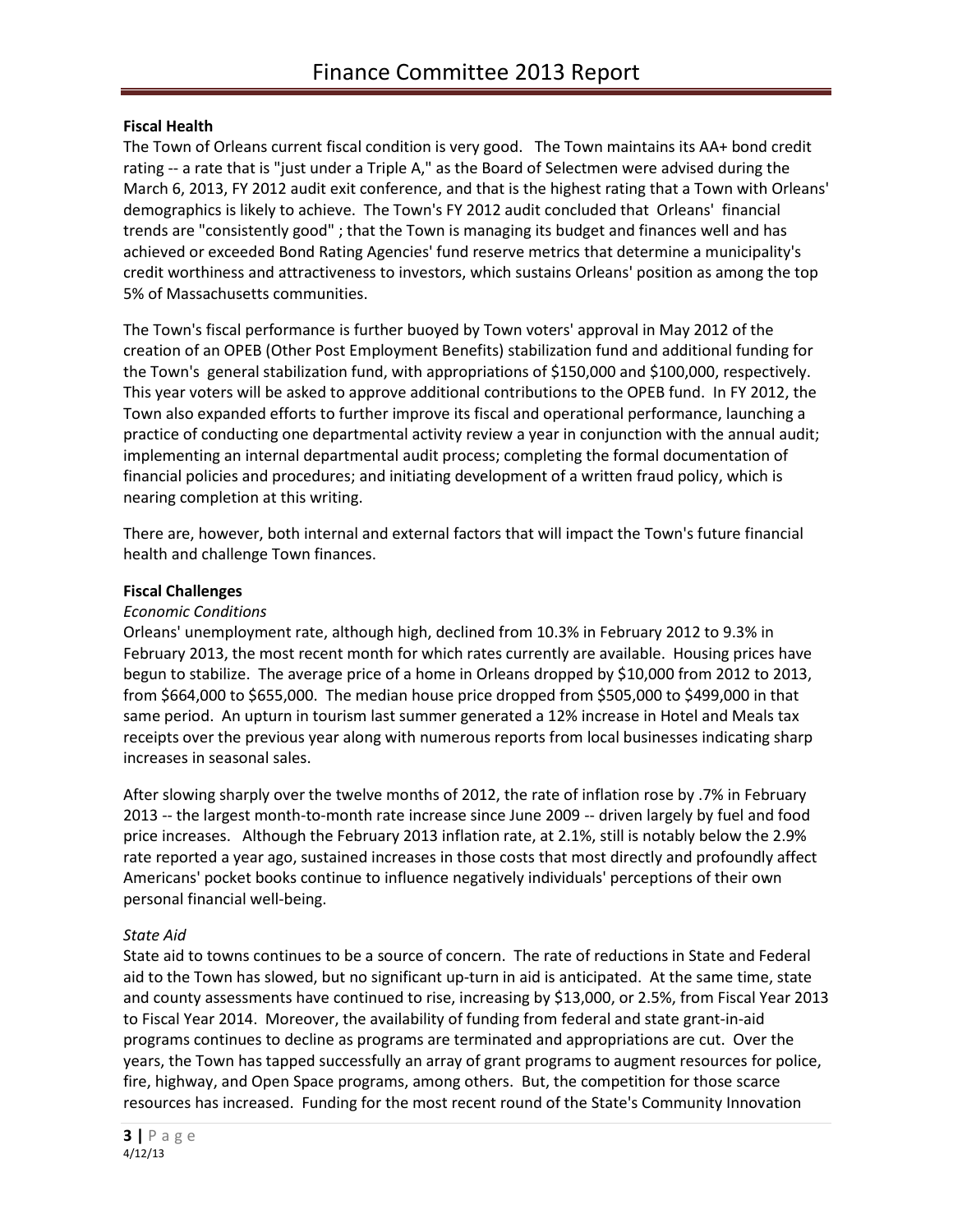**Fiscal Health**

The Town of Orleans current fiscal condition is very good. The Town maintains its AA+ bond credit rating -- a rate that is "just under a Triple A," as the Board of Selectmen were advised during the March 6, 2013, FY 2012 audit exit conference, and that is the highest rating that a Town with Orleans' demographics is likely to achieve. The Town's FY 2012 audit concluded that Orleans' financial trends are "consistently good" ; that the Town is managing its budget and finances well and has achieved or exceeded Bond Rating Agencies' fund reserve metrics that determine a municipality's credit worthiness and attractiveness to investors, which sustains Orleans' position as among the top 5% of Massachusetts communities.

The Town's fiscal performance is further buoyed by Town voters' approval in May 2012 of the creation of an OPEB (Other Post Employment Benefits) stabilization fund and additional funding for the Town's general stabilization fund, with appropriations of $150,000 and $100,000, respectively. This year voters will be asked to approve additional contributions to the OPEB fund. In FY 2012, the Town also expanded efforts to further improve its fiscal and operational performance, launching a practice of conducting one departmental activity review a year in conjunction with the annual audit; implementing an internal departmental audit process; completing the formal documentation of financial policies and procedures; and initiating development of a written fraud policy, which is nearing completion at this writing.

There are, however, both internal and external factors that will impact the Town's future financial health and challenge Town finances.

**Fiscal Challenges**

*Economic Conditions*

Orleans' unemployment rate, although high, declined from 10.3% in February 2012 to 9.3% in February 2013, the most recent month for which rates currently are available. Housing prices have begun to stabilize. The average price of a home in Orleans dropped by $10,000 from 2012 to 2013, from $664,000 to $655,000. The median house price dropped from $505,000 to $499,000 in that same period. An upturn in tourism last summer generated a 12% increase in Hotel and Meals tax receipts over the previous year along with numerous reports from local businesses indicating sharp increases in seasonal sales.

After slowing sharply over the twelve months of 2012, the rate of inflation rose by .7% in February 2013 -- the largest month-to-month rate increase since June 2009 -- driven largely by fuel and food price increases. Although the February 2013 inflation rate, at 2.1%, still is notably below the 2.9% rate reported a year ago, sustained increases in those costs that most directly and profoundly affect Americans' pocket books continue to influence negatively individuals' perceptions of their own personal financial well-being.

*State Aid*

State aid to towns continues to be a source of concern. The rate of reductions in State and Federal aid to the Town has slowed, but no significant up-turn in aid is anticipated. At the same time, state and county assessments have continued to rise, increasing by $13,000, or 2.5%, from Fiscal Year 2013 to Fiscal Year 2014. Moreover, the availability of funding from federal and state grant-in-aid programs continues to decline as programs are terminated and appropriations are cut. Over the years, the Town has tapped successfully an array of grant programs to augment resources for police, fire, highway, and Open Space programs, among others. But, the competition for those scarce resources has increased. Funding for the most recent round of the State's Community Innovation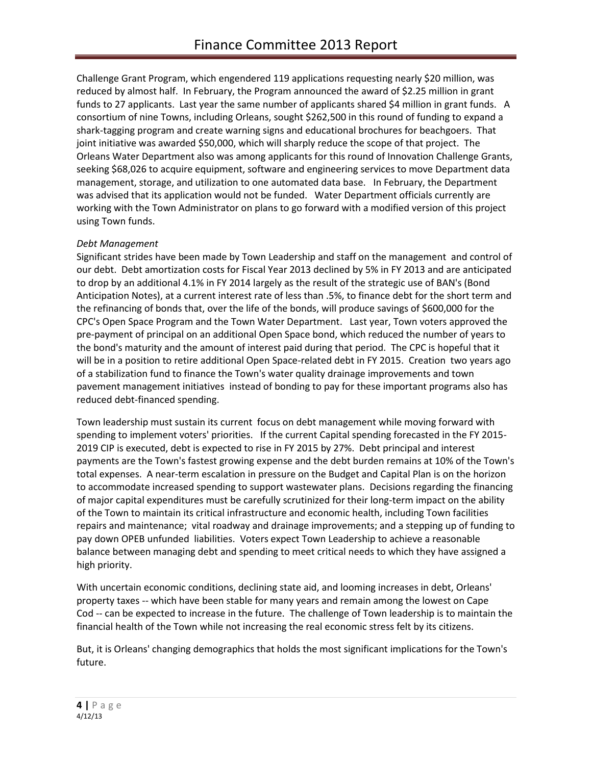Challenge Grant Program, which engendered 119 applications requesting nearly $20 million, was reduced by almost half. In February, the Program announced the award of $2.25 million in grant funds to 27 applicants. Last year the same number of applicants shared $4 million in grant funds. A consortium of nine Towns, including Orleans, sought $262,500 in this round of funding to expand a shark-tagging program and create warning signs and educational brochures for beachgoers. That joint initiative was awarded $50,000, which will sharply reduce the scope of that project. The Orleans Water Department also was among applicants for this round of Innovation Challenge Grants, seeking $68,026 to acquire equipment, software and engineering services to move Department data management, storage, and utilization to one automated data base. In February, the Department was advised that its application would not be funded. Water Department officials currently are working with the Town Administrator on plans to go forward with a modified version of this project using Town funds.

*Debt Management*

Significant strides have been made by Town Leadership and staff on the management and control of our debt. Debt amortization costs for Fiscal Year 2013 declined by 5% in FY 2013 and are anticipated to drop by an additional 4.1% in FY 2014 largely as the result of the strategic use of BAN's (Bond Anticipation Notes), at a current interest rate of less than .5%, to finance debt for the short term and the refinancing of bonds that, over the life of the bonds, will produce savings of $600,000 for the CPC's Open Space Program and the Town Water Department. Last year, Town voters approved the pre-payment of principal on an additional Open Space bond, which reduced the number of years to the bond's maturity and the amount of interest paid during that period. The CPC is hopeful that it will be in a position to retire additional Open Space-related debt in FY 2015. Creation two years ago of a stabilization fund to finance the Town's water quality drainage improvements and town pavement management initiatives instead of bonding to pay for these important programs also has reduced debt-financed spending.

Town leadership must sustain its current focus on debt management while moving forward with spending to implement voters' priorities. If the current Capital spending forecasted in the FY 2015-2019 CIP is executed, debt is expected to rise in FY 2015 by 27%. Debt principal and interest payments are the Town's fastest growing expense and the debt burden remains at 10% of the Town's total expenses. A near-term escalation in pressure on the Budget and Capital Plan is on the horizon to accommodate increased spending to support wastewater plans. Decisions regarding the financing of major capital expenditures must be carefully scrutinized for their long-term impact on the ability of the Town to maintain its critical infrastructure and economic health, including Town facilities repairs and maintenance; vital roadway and drainage improvements; and a stepping up of funding to pay down OPEB unfunded liabilities. Voters expect Town Leadership to achieve a reasonable balance between managing debt and spending to meet critical needs to which they have assigned a high priority.

With uncertain economic conditions, declining state aid, and looming increases in debt, Orleans' property taxes -- which have been stable for many years and remain among the lowest on Cape Cod -- can be expected to increase in the future. The challenge of Town leadership is to maintain the financial health of the Town while not increasing the real economic stress felt by its citizens.

But, it is Orleans' changing demographics that holds the most significant implications for the Town's future.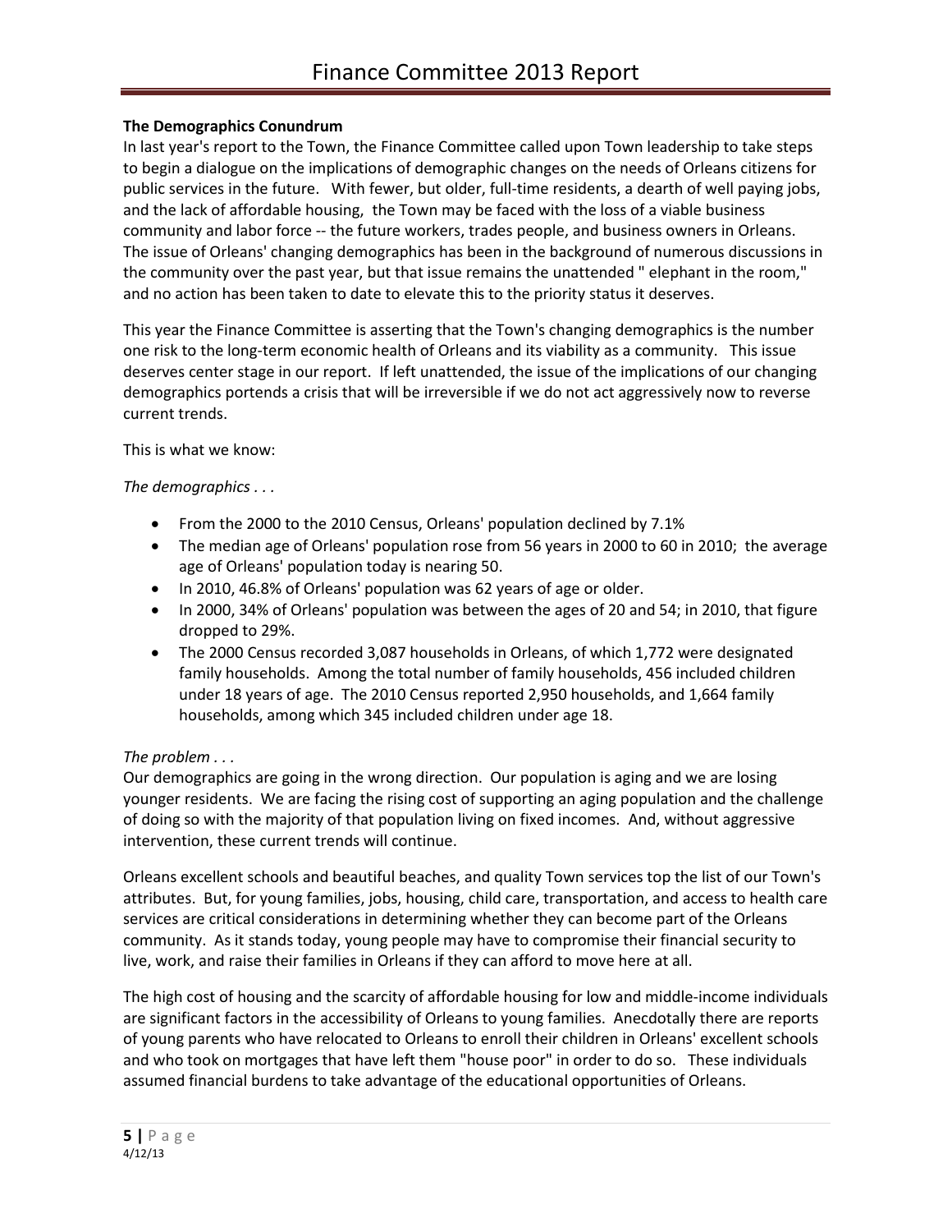**The Demographics Conundrum**

In last year's report to the Town, the Finance Committee called upon Town leadership to take steps to begin a dialogue on the implications of demographic changes on the needs of Orleans citizens for public services in the future. With fewer, but older, full-time residents, a dearth of well paying jobs, and the lack of affordable housing, the Town may be faced with the loss of a viable business community and labor force -- the future workers, trades people, and business owners in Orleans. The issue of Orleans' changing demographics has been in the background of numerous discussions in the community over the past year, but that issue remains the unattended " elephant in the room," and no action has been taken to date to elevate this to the priority status it deserves.

This year the Finance Committee is asserting that the Town's changing demographics is the number one risk to the long-term economic health of Orleans and its viability as a community. This issue deserves center stage in our report. If left unattended, the issue of the implications of our changing demographics portends a crisis that will be irreversible if we do not act aggressively now to reverse current trends.

This is what we know:

*The demographics . . .*

- From the 2000 to the 2010 Census, Orleans' population declined by 7.1%
- The median age of Orleans' population rose from 56 years in 2000 to 60 in 2010; the average age of Orleans' population today is nearing 50.
- In 2010, 46.8% of Orleans' population was 62 years of age or older.
- In 2000, 34% of Orleans' population was between the ages of 20 and 54; in 2010, that figure dropped to 29%.
- The 2000 Census recorded 3,087 households in Orleans, of which 1,772 were designated family households. Among the total number of family households, 456 included children under 18 years of age. The 2010 Census reported 2,950 households, and 1,664 family households, among which 345 included children under age 18.

*The problem . . .*

Our demographics are going in the wrong direction. Our population is aging and we are losing younger residents. We are facing the rising cost of supporting an aging population and the challenge of doing so with the majority of that population living on fixed incomes. And, without aggressive intervention, these current trends will continue.

Orleans excellent schools and beautiful beaches, and quality Town services top the list of our Town's attributes. But, for young families, jobs, housing, child care, transportation, and access to health care services are critical considerations in determining whether they can become part of the Orleans community. As it stands today, young people may have to compromise their financial security to live, work, and raise their families in Orleans if they can afford to move here at all.

The high cost of housing and the scarcity of affordable housing for low and middle-income individuals are significant factors in the accessibility of Orleans to young families. Anecdotally there are reports of young parents who have relocated to Orleans to enroll their children in Orleans' excellent schools and who took on mortgages that have left them "house poor" in order to do so. These individuals assumed financial burdens to take advantage of the educational opportunities of Orleans.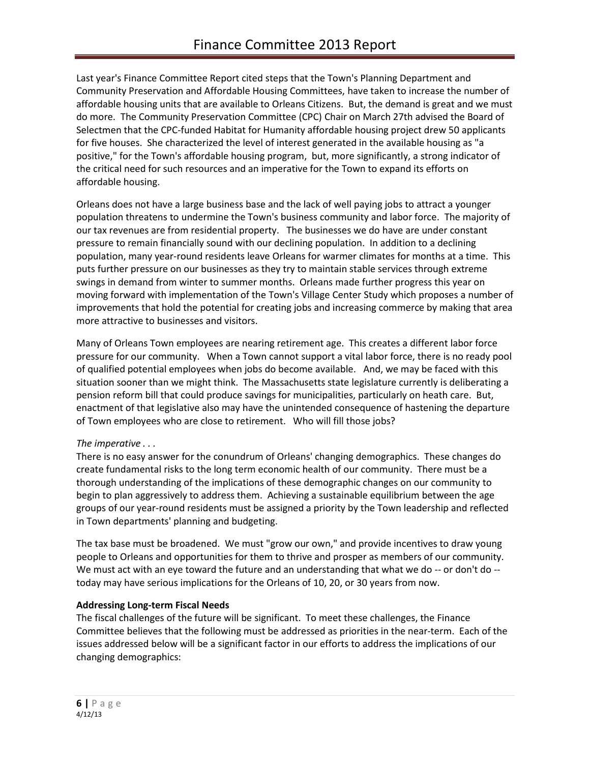Last year's Finance Committee Report cited steps that the Town's Planning Department and Community Preservation and Affordable Housing Committees, have taken to increase the number of affordable housing units that are available to Orleans Citizens. But, the demand is great and we must do more. The Community Preservation Committee (CPC) Chair on March 27th advised the Board of Selectmen that the CPC-funded Habitat for Humanity affordable housing project drew 50 applicants for five houses. She characterized the level of interest generated in the available housing as "a positive," for the Town's affordable housing program, but, more significantly, a strong indicator of the critical need for such resources and an imperative for the Town to expand its efforts on affordable housing.

Orleans does not have a large business base and the lack of well paying jobs to attract a younger population threatens to undermine the Town's business community and labor force. The majority of our tax revenues are from residential property. The businesses we do have are under constant pressure to remain financially sound with our declining population. In addition to a declining population, many year-round residents leave Orleans for warmer climates for months at a time. This puts further pressure on our businesses as they try to maintain stable services through extreme swings in demand from winter to summer months. Orleans made further progress this year on moving forward with implementation of the Town's Village Center Study which proposes a number of improvements that hold the potential for creating jobs and increasing commerce by making that area more attractive to businesses and visitors.

Many of Orleans Town employees are nearing retirement age. This creates a different labor force pressure for our community. When a Town cannot support a vital labor force, there is no ready pool of qualified potential employees when jobs do become available. And, we may be faced with this situation sooner than we might think. The Massachusetts state legislature currently is deliberating a pension reform bill that could produce savings for municipalities, particularly on heath care. But, enactment of that legislative also may have the unintended consequence of hastening the departure of Town employees who are close to retirement. Who will fill those jobs?

*The imperative . . .*

There is no easy answer for the conundrum of Orleans' changing demographics. These changes do create fundamental risks to the long term economic health of our community. There must be a thorough understanding of the implications of these demographic changes on our community to begin to plan aggressively to address them. Achieving a sustainable equilibrium between the age groups of our year-round residents must be assigned a priority by the Town leadership and reflected in Town departments' planning and budgeting.

The tax base must be broadened. We must "grow our own," and provide incentives to draw young people to Orleans and opportunities for them to thrive and prosper as members of our community. We must act with an eye toward the future and an understanding that what we do -- or don't do -- today may have serious implications for the Orleans of 10, 20, or 30 years from now.

**Addressing Long-term Fiscal Needs**

The fiscal challenges of the future will be significant. To meet these challenges, the Finance Committee believes that the following must be addressed as priorities in the near-term. Each of the issues addressed below will be a significant factor in our efforts to address the implications of our changing demographics: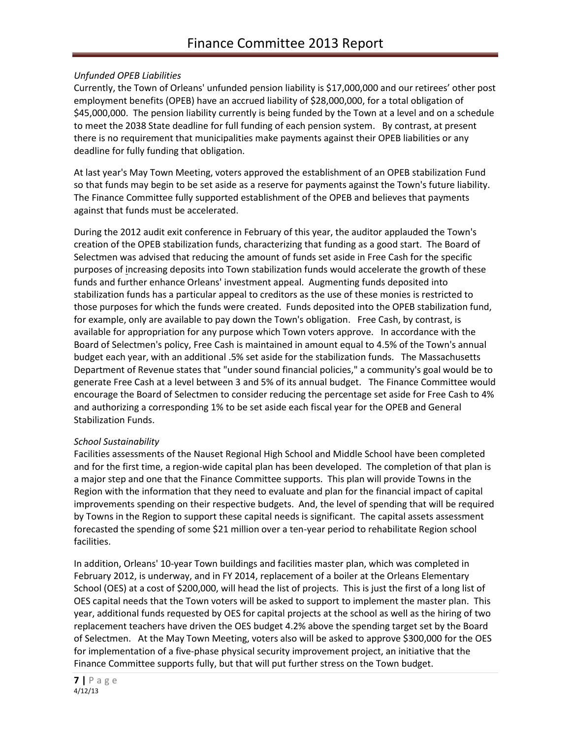*Unfunded OPEB Liabilities*

Currently, the Town of Orleans' unfunded pension liability is $17,000,000 and our retirees' other post employment benefits (OPEB) have an accrued liability of $28,000,000, for a total obligation of $45,000,000. The pension liability currently is being funded by the Town at a level and on a schedule to meet the 2038 State deadline for full funding of each pension system. By contrast, at present there is no requirement that municipalities make payments against their OPEB liabilities or any deadline for fully funding that obligation.

At last year's May Town Meeting, voters approved the establishment of an OPEB stabilization Fund so that funds may begin to be set aside as a reserve for payments against the Town's future liability. The Finance Committee fully supported establishment of the OPEB and believes that payments against that funds must be accelerated.

During the 2012 audit exit conference in February of this year, the auditor applauded the Town's creation of the OPEB stabilization funds, characterizing that funding as a good start. The Board of Selectmen was advised that reducing the amount of funds set aside in Free Cash for the specific purposes of increasing deposits into Town stabilization funds would accelerate the growth of these funds and further enhance Orleans' investment appeal. Augmenting funds deposited into stabilization funds has a particular appeal to creditors as the use of these monies is restricted to those purposes for which the funds were created. Funds deposited into the OPEB stabilization fund, for example, only are available to pay down the Town's obligation. Free Cash, by contrast, is available for appropriation for any purpose which Town voters approve. In accordance with the Board of Selectmen's policy, Free Cash is maintained in amount equal to 4.5% of the Town's annual budget each year, with an additional .5% set aside for the stabilization funds. The Massachusetts Department of Revenue states that "under sound financial policies," a community's goal would be to generate Free Cash at a level between 3 and 5% of its annual budget. The Finance Committee would encourage the Board of Selectmen to consider reducing the percentage set aside for Free Cash to 4% and authorizing a corresponding 1% to be set aside each fiscal year for the OPEB and General Stabilization Funds.

*School Sustainability*

Facilities assessments of the Nauset Regional High School and Middle School have been completed and for the first time, a region-wide capital plan has been developed. The completion of that plan is a major step and one that the Finance Committee supports. This plan will provide Towns in the Region with the information that they need to evaluate and plan for the financial impact of capital improvements spending on their respective budgets. And, the level of spending that will be required by Towns in the Region to support these capital needs is significant. The capital assets assessment forecasted the spending of some $21 million over a ten-year period to rehabilitate Region school facilities.

In addition, Orleans' 10-year Town buildings and facilities master plan, which was completed in February 2012, is underway, and in FY 2014, replacement of a boiler at the Orleans Elementary School (OES) at a cost of $200,000, will head the list of projects. This is just the first of a long list of OES capital needs that the Town voters will be asked to support to implement the master plan. This year, additional funds requested by OES for capital projects at the school as well as the hiring of two replacement teachers have driven the OES budget 4.2% above the spending target set by the Board of Selectmen. At the May Town Meeting, voters also will be asked to approve $300,000 for the OES for implementation of a five-phase physical security improvement project, an initiative that the Finance Committee supports fully, but that will put further stress on the Town budget.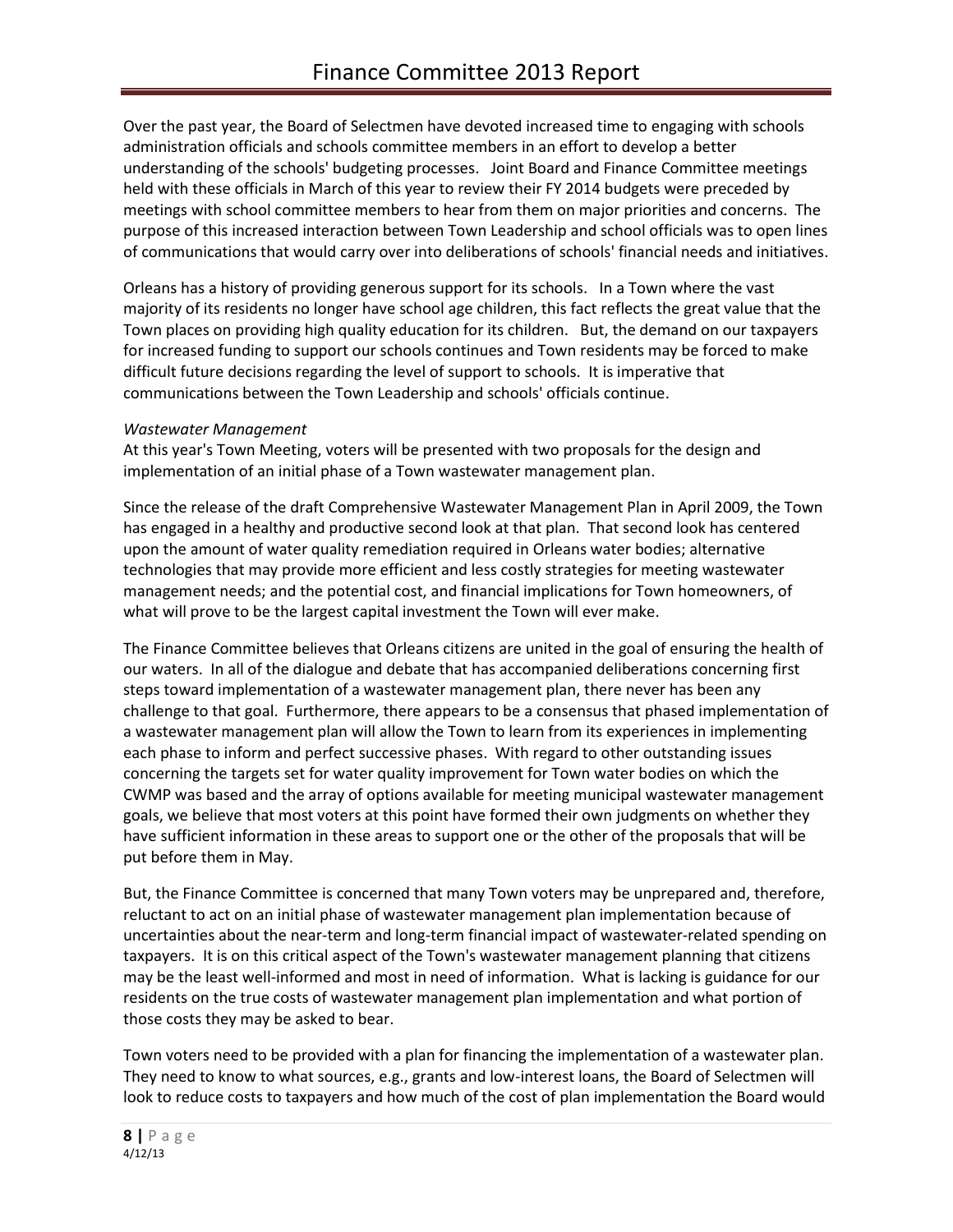Over the past year, the Board of Selectmen have devoted increased time to engaging with schools administration officials and schools committee members in an effort to develop a better understanding of the schools' budgeting processes. Joint Board and Finance Committee meetings held with these officials in March of this year to review their FY 2014 budgets were preceded by meetings with school committee members to hear from them on major priorities and concerns. The purpose of this increased interaction between Town Leadership and school officials was to open lines of communications that would carry over into deliberations of schools' financial needs and initiatives.

Orleans has a history of providing generous support for its schools. In a Town where the vast majority of its residents no longer have school age children, this fact reflects the great value that the Town places on providing high quality education for its children. But, the demand on our taxpayers for increased funding to support our schools continues and Town residents may be forced to make difficult future decisions regarding the level of support to schools. It is imperative that communications between the Town Leadership and schools' officials continue.

*Wastewater Management*

At this year's Town Meeting, voters will be presented with two proposals for the design and implementation of an initial phase of a Town wastewater management plan.

Since the release of the draft Comprehensive Wastewater Management Plan in April 2009, the Town has engaged in a healthy and productive second look at that plan. That second look has centered upon the amount of water quality remediation required in Orleans water bodies; alternative technologies that may provide more efficient and less costly strategies for meeting wastewater management needs; and the potential cost, and financial implications for Town homeowners, of what will prove to be the largest capital investment the Town will ever make.

The Finance Committee believes that Orleans citizens are united in the goal of ensuring the health of our waters. In all of the dialogue and debate that has accompanied deliberations concerning first steps toward implementation of a wastewater management plan, there never has been any challenge to that goal. Furthermore, there appears to be a consensus that phased implementation of a wastewater management plan will allow the Town to learn from its experiences in implementing each phase to inform and perfect successive phases. With regard to other outstanding issues concerning the targets set for water quality improvement for Town water bodies on which the CWMP was based and the array of options available for meeting municipal wastewater management goals, we believe that most voters at this point have formed their own judgments on whether they have sufficient information in these areas to support one or the other of the proposals that will be put before them in May.

But, the Finance Committee is concerned that many Town voters may be unprepared and, therefore, reluctant to act on an initial phase of wastewater management plan implementation because of uncertainties about the near-term and long-term financial impact of wastewater-related spending on taxpayers. It is on this critical aspect of the Town's wastewater management planning that citizens may be the least well-informed and most in need of information. What is lacking is guidance for our residents on the true costs of wastewater management plan implementation and what portion of those costs they may be asked to bear.

Town voters need to be provided with a plan for financing the implementation of a wastewater plan. They need to know to what sources, e.g., grants and low-interest loans, the Board of Selectmen will look to reduce costs to taxpayers and how much of the cost of plan implementation the Board would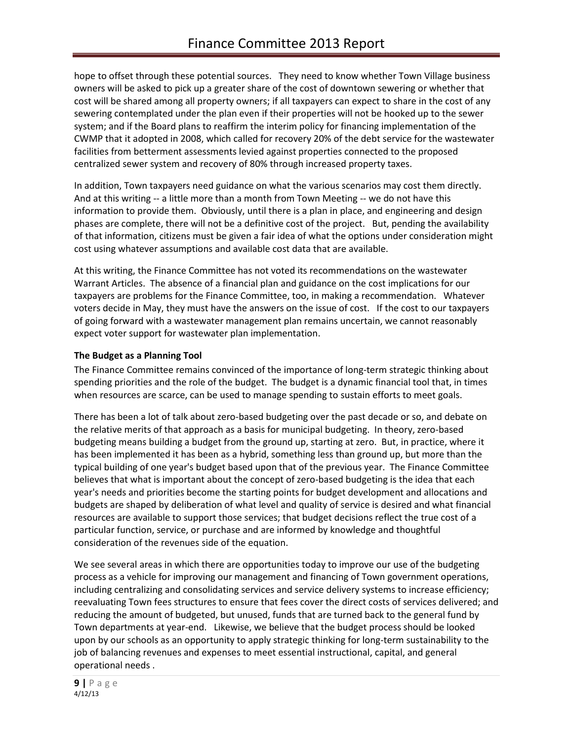hope to offset through these potential sources. They need to know whether Town Village business owners will be asked to pick up a greater share of the cost of downtown sewering or whether that cost will be shared among all property owners; if all taxpayers can expect to share in the cost of any sewering contemplated under the plan even if their properties will not be hooked up to the sewer system; and if the Board plans to reaffirm the interim policy for financing implementation of the CWMP that it adopted in 2008, which called for recovery 20% of the debt service for the wastewater facilities from betterment assessments levied against properties connected to the proposed centralized sewer system and recovery of 80% through increased property taxes.

In addition, Town taxpayers need guidance on what the various scenarios may cost them directly. And at this writing -- a little more than a month from Town Meeting -- we do not have this information to provide them. Obviously, until there is a plan in place, and engineering and design phases are complete, there will not be a definitive cost of the project. But, pending the availability of that information, citizens must be given a fair idea of what the options under consideration might cost using whatever assumptions and available cost data that are available.

At this writing, the Finance Committee has not voted its recommendations on the wastewater Warrant Articles. The absence of a financial plan and guidance on the cost implications for our taxpayers are problems for the Finance Committee, too, in making a recommendation. Whatever voters decide in May, they must have the answers on the issue of cost. If the cost to our taxpayers of going forward with a wastewater management plan remains uncertain, we cannot reasonably expect voter support for wastewater plan implementation.

### The Budget as a Planning Tool

The Finance Committee remains convinced of the importance of long-term strategic thinking about spending priorities and the role of the budget. The budget is a dynamic financial tool that, in times when resources are scarce, can be used to manage spending to sustain efforts to meet goals.

There has been a lot of talk about zero-based budgeting over the past decade or so, and debate on the relative merits of that approach as a basis for municipal budgeting. In theory, zero-based budgeting means building a budget from the ground up, starting at zero. But, in practice, where it has been implemented it has been as a hybrid, something less than ground up, but more than the typical building of one year's budget based upon that of the previous year. The Finance Committee believes that what is important about the concept of zero-based budgeting is the idea that each year's needs and priorities become the starting points for budget development and allocations and budgets are shaped by deliberation of what level and quality of service is desired and what financial resources are available to support those services; that budget decisions reflect the true cost of a particular function, service, or purchase and are informed by knowledge and thoughtful consideration of the revenues side of the equation.

We see several areas in which there are opportunities today to improve our use of the budgeting process as a vehicle for improving our management and financing of Town government operations, including centralizing and consolidating services and service delivery systems to increase efficiency; reevaluating Town fees structures to ensure that fees cover the direct costs of services delivered; and reducing the amount of budgeted, but unused, funds that are turned back to the general fund by Town departments at year-end. Likewise, we believe that the budget process should be looked upon by our schools as an opportunity to apply strategic thinking for long-term sustainability to the job of balancing revenues and expenses to meet essential instructional, capital, and general operational needs .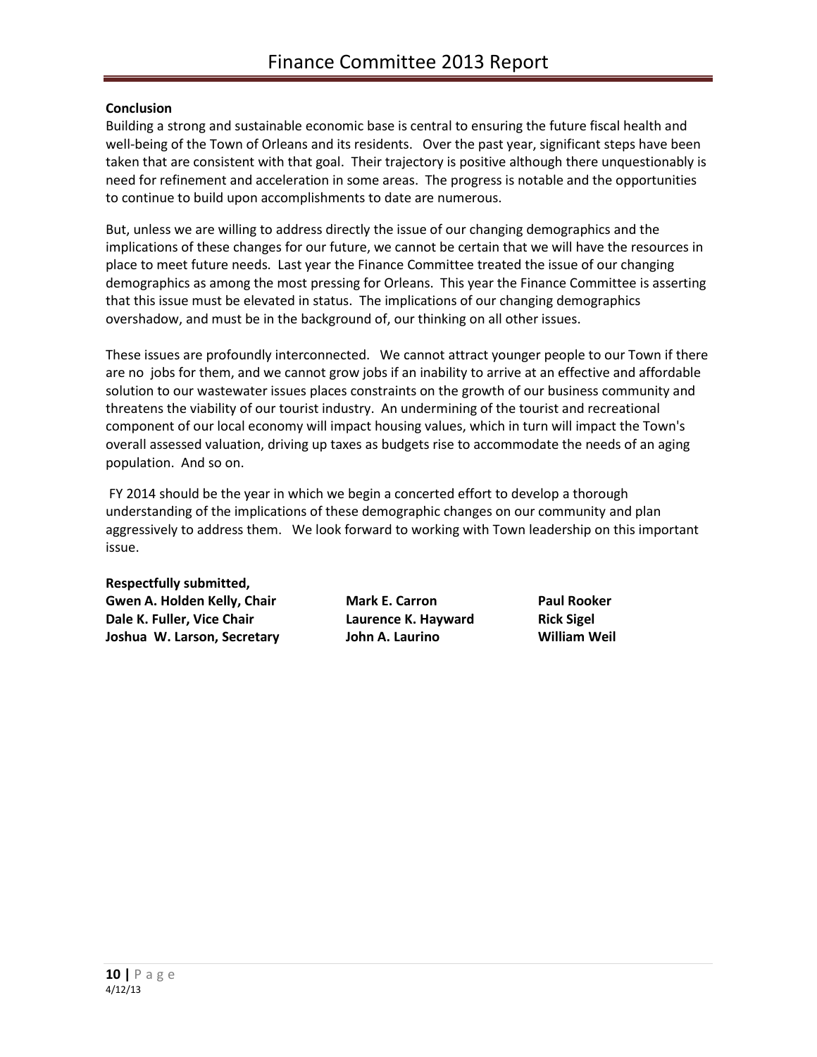**Conclusion**

Building a strong and sustainable economic base is central to ensuring the future fiscal health and well-being of the Town of Orleans and its residents. Over the past year, significant steps have been taken that are consistent with that goal. Their trajectory is positive although there unquestionably is need for refinement and acceleration in some areas. The progress is notable and the opportunities to continue to build upon accomplishments to date are numerous.

But, unless we are willing to address directly the issue of our changing demographics and the implications of these changes for our future, we cannot be certain that we will have the resources in place to meet future needs. Last year the Finance Committee treated the issue of our changing demographics as among the most pressing for Orleans. This year the Finance Committee is asserting that this issue must be elevated in status. The implications of our changing demographics overshadow, and must be in the background of, our thinking on all other issues.

These issues are profoundly interconnected. We cannot attract younger people to our Town if there are no jobs for them, and we cannot grow jobs if an inability to arrive at an effective and affordable solution to our wastewater issues places constraints on the growth of our business community and threatens the viability of our tourist industry. An undermining of the tourist and recreational component of our local economy will impact housing values, which in turn will impact the Town's overall assessed valuation, driving up taxes as budgets rise to accommodate the needs of an aging population. And so on.

FY 2014 should be the year in which we begin a concerted effort to develop a thorough understanding of the implications of these demographic changes on our community and plan aggressively to address them. We look forward to working with Town leadership on this important issue.

**Respectfully submitted,**

**Gwen A. Holden Kelly, Chair**
**Dale K. Fuller, Vice Chair**
**Joshua W. Larson, Secretary**
**Mark E. Carron**
**Laurence K. Hayward**
**John A. Laurino**
**Paul Rooker**
**Rick Sigel**
**William Weil**

4/12/13